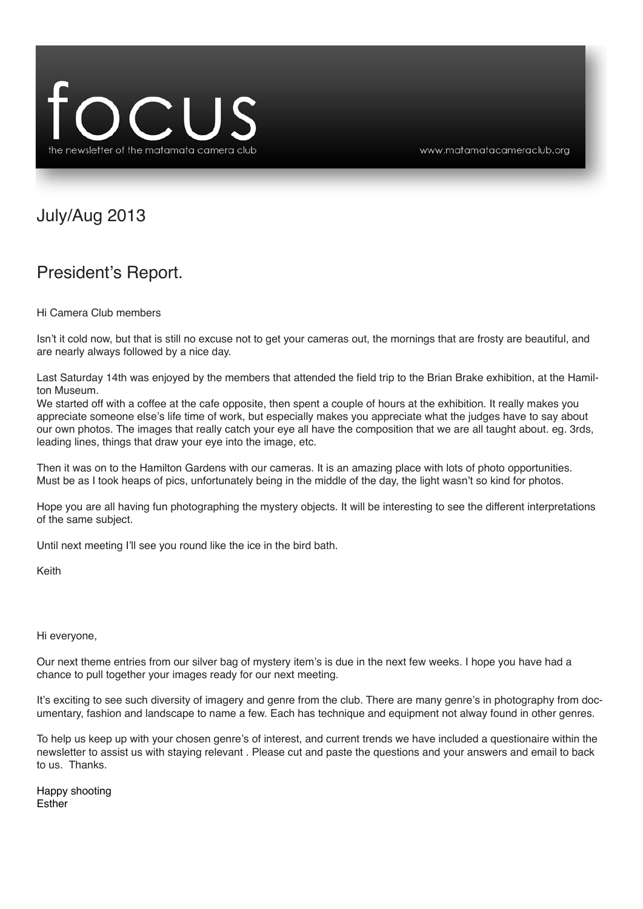# focus

the newsletter of the matamata camera club

www.matamatacameraclub.org

## July/Aug 2013

## President's Report.

Hi Camera Club members

Isn't it cold now, but that is still no excuse not to get your cameras out, the mornings that are frosty are beautiful, and are nearly always followed by a nice day.

Last Saturday 14th was enjoyed by the members that attended the field trip to the Brian Brake exhibition, at the Hamilton Museum.
We started off with a coffee at the cafe opposite, then spent a couple of hours at the exhibition. It really makes you appreciate someone else's life time of work, but especially makes you appreciate what the judges have to say about our own photos. The images that really catch your eye all have the composition that we are all taught about. eg. 3rds, leading lines, things that draw your eye into the image, etc.

Then it was on to the Hamilton Gardens with our cameras. It is an amazing place with lots of photo opportunities. Must be as I took heaps of pics, unfortunately being in the middle of the day, the light wasn't so kind for photos.

Hope you are all having fun photographing the mystery objects. It will be interesting to see the different interpretations of the same subject.

Until next meeting I'll see you round like the ice in the bird bath.

Keith

Hi everyone,

Our next theme entries from our silver bag of mystery item's is due in the next few weeks. I hope you have had a chance to pull together your images ready for our next meeting.

It's exciting to see such diversity of imagery and genre from the club. There are many genre's in photography from documentary, fashion and landscape to name a few. Each has technique and equipment not alway found in other genres.

To help us keep up with your chosen genre's of interest, and current trends we have included a questionaire within the newsletter to assist us with staying relevant . Please cut and paste the questions and your answers and email to back to us. Thanks.

Happy shooting
Esther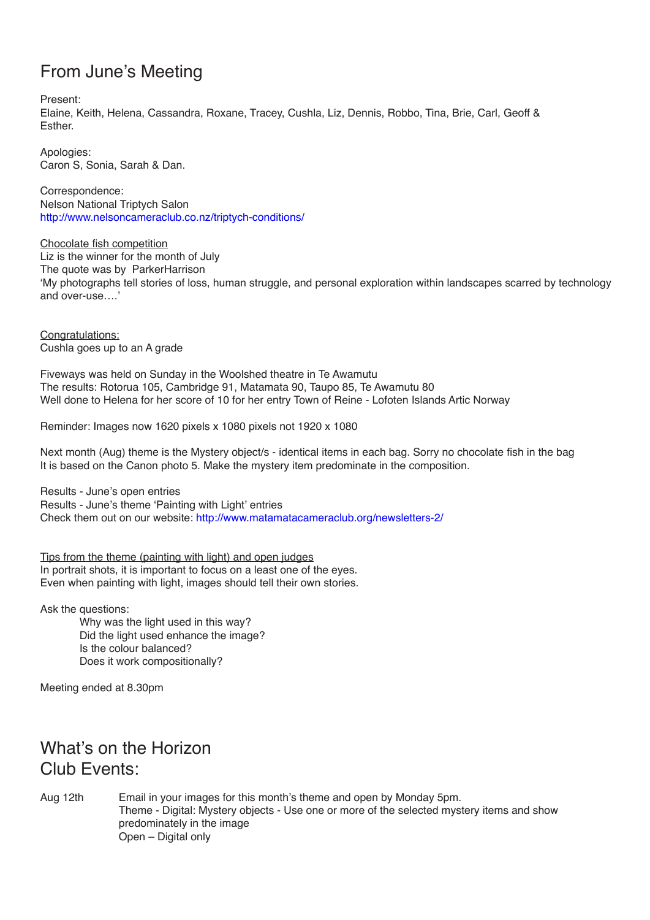# From June's Meeting

Present:
Elaine, Keith, Helena, Cassandra, Roxane, Tracey, Cushla, Liz, Dennis, Robbo, Tina, Brie, Carl, Geoff & Esther.

Apologies:
Caron S, Sonia, Sarah & Dan.

Correspondence:
Nelson National Triptych Salon
http://www.nelsoncameraclub.co.nz/triptych-conditions/

Chocolate fish competition
Liz is the winner for the month of July
The quote was by ParkerHarrison
'My photographs tell stories of loss, human struggle, and personal exploration within landscapes scarred by technology and over-use….'

Congratulations:
Cushla goes up to an A grade

Fiveways was held on Sunday in the Woolshed theatre in Te Awamutu
The results: Rotorua 105, Cambridge 91, Matamata 90, Taupo 85, Te Awamutu 80
Well done to Helena for her score of 10 for her entry Town of Reine - Lofoten Islands Artic Norway

Reminder: Images now 1620 pixels x 1080 pixels not 1920 x 1080

Next month (Aug) theme is the Mystery object/s - identical items in each bag. Sorry no chocolate fish in the bag
It is based on the Canon photo 5. Make the mystery item predominate in the composition.

Results - June's open entries
Results - June's theme 'Painting with Light' entries
Check them out on our website: http://www.matamatacameraclub.org/newsletters-2/

Tips from the theme (painting with light) and open judges
In portrait shots, it is important to focus on a least one of the eyes.
Even when painting with light, images should tell their own stories.

Ask the questions:

- Why was the light used in this way?
- Did the light used enhance the image?
- Is the colour balanced?
- Does it work compositionally?

Meeting ended at 8.30pm

# What's on the Horizon
# Club Events:

Aug 12th — Email in your images for this month's theme and open by Monday 5pm.
Theme - Digital: Mystery objects - Use one or more of the selected mystery items and show predominately in the image
Open – Digital only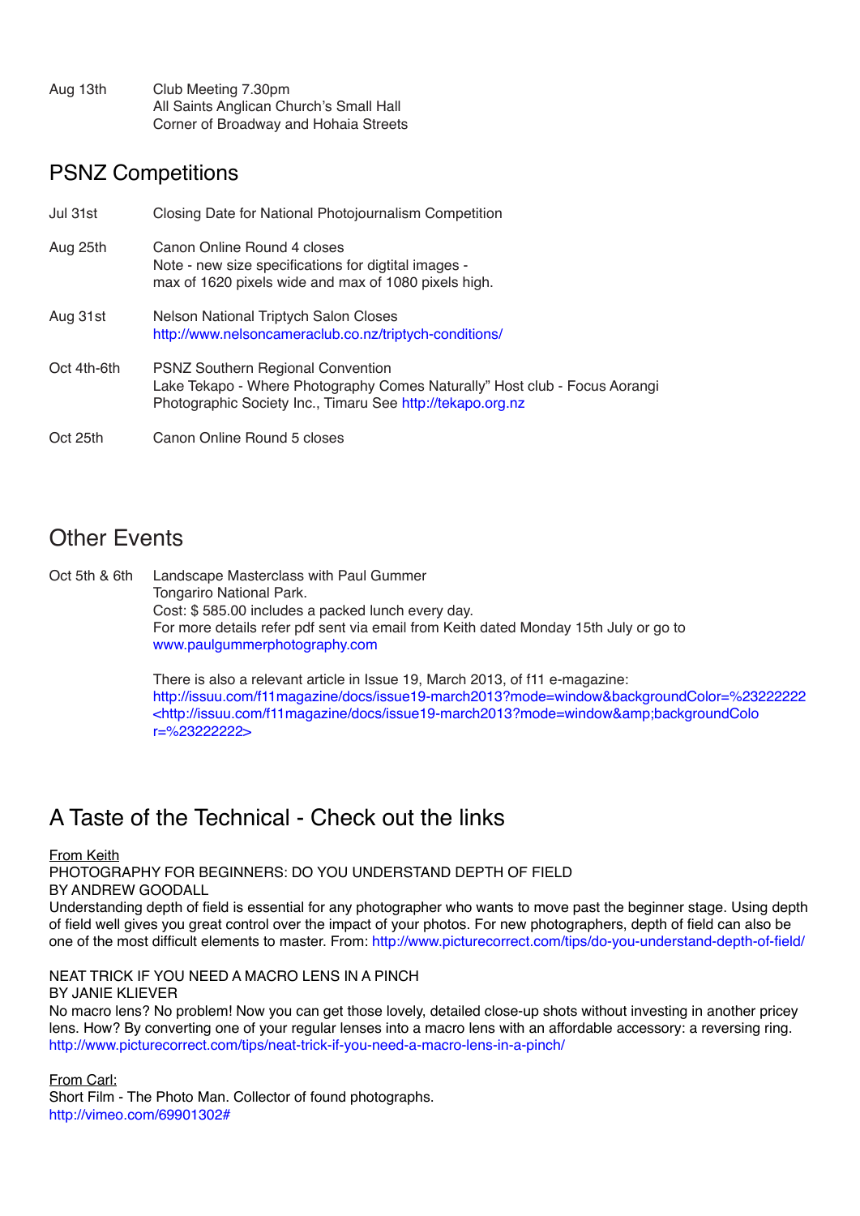| | |
|---|---|
| Aug 13th | Club Meeting 7.30pm<br>All Saints Anglican Church's Small Hall<br>Corner of Broadway and Hohaia Streets |

## PSNZ Competitions

| | |
|---|---|
| Jul 31st | Closing Date for National Photojournalism Competition |
| Aug 25th | Canon Online Round 4 closes<br>Note - new size specifications for digtital images -<br>max of 1620 pixels wide and max of 1080 pixels high. |
| Aug 31st | Nelson National Triptych Salon Closes<br>http://www.nelsoncameraclub.co.nz/triptych-conditions/ |
| Oct 4th-6th | PSNZ Southern Regional Convention<br>Lake Tekapo - Where Photography Comes Naturally" Host club - Focus Aorangi Photographic Society Inc., Timaru See http://tekapo.org.nz |
| Oct 25th | Canon Online Round 5 closes |

## Other Events

| | |
|---|---|
| Oct 5th & 6th | Landscape Masterclass with Paul Gummer<br>Tongariro National Park.<br>Cost: $ 585.00 includes a packed lunch every day.<br>For more details refer pdf sent via email from Keith dated Monday 15th July or go to www.paulgummerphotography.com<br><br>There is also a relevant article in Issue 19, March 2013, of f11 e-magazine:<br>http://issuu.com/f11magazine/docs/issue19-march2013?mode=window&backgroundColor=%23222222 <http://issuu.com/f11magazine/docs/issue19-march2013?mode=window&amp;backgroundColor=%23222222> |

## A Taste of the Technical - Check out the links

From Keith

PHOTOGRAPHY FOR BEGINNERS: DO YOU UNDERSTAND DEPTH OF FIELD
BY ANDREW GOODALL
Understanding depth of field is essential for any photographer who wants to move past the beginner stage. Using depth of field well gives you great control over the impact of your photos. For new photographers, depth of field can also be one of the most difficult elements to master. From: http://www.picturecorrect.com/tips/do-you-understand-depth-of-field/

NEAT TRICK IF YOU NEED A MACRO LENS IN A PINCH
BY JANIE KLIEVER
No macro lens? No problem! Now you can get those lovely, detailed close-up shots without investing in another pricey lens. How? By converting one of your regular lenses into a macro lens with an affordable accessory: a reversing ring.
http://www.picturecorrect.com/tips/neat-trick-if-you-need-a-macro-lens-in-a-pinch/

From Carl:

Short Film - The Photo Man. Collector of found photographs.
http://vimeo.com/69901302#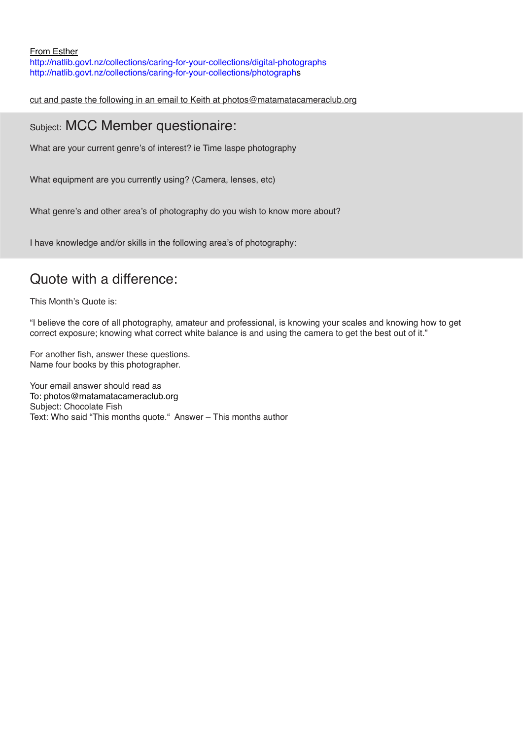From Esther

http://natlib.govt.nz/collections/caring-for-your-collections/digital-photographs

http://natlib.govt.nz/collections/caring-for-your-collections/photographs

cut and paste the following in an email to Keith at photos@matamatacameraclub.org

## Subject: MCC Member questionaire:

What are your current genre's of interest? ie Time laspe photography

What equipment are you currently using? (Camera, lenses, etc)

What genre's and other area's of photography do you wish to know more about?

I have knowledge and/or skills in the following area's of photography:

## Quote with a difference:

This Month's Quote is:

"I believe the core of all photography, amateur and professional, is knowing your scales and knowing how to get correct exposure; knowing what correct white balance is and using the camera to get the best out of it."

For another fish, answer these questions.
Name four books by this photographer.

Your email answer should read as
To: photos@matamatacameraclub.org
Subject: Chocolate Fish
Text: Who said "This months quote." Answer – This months author